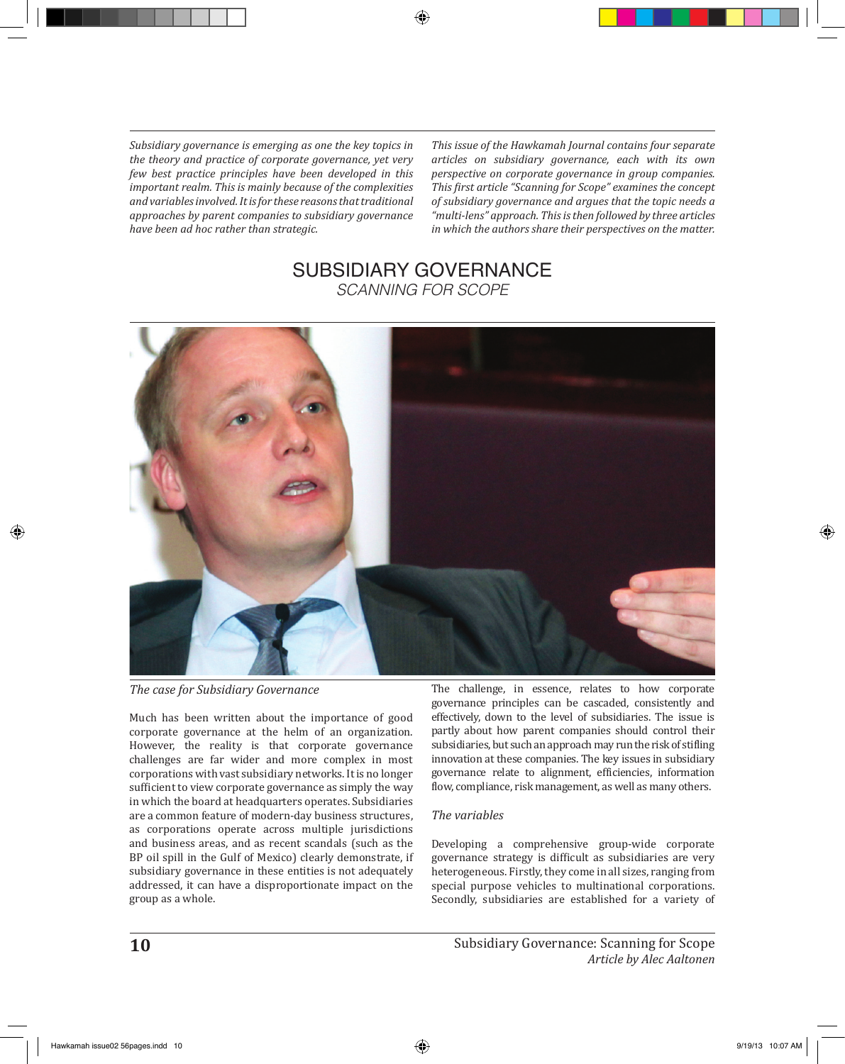*Subsidiary governance is emerging as one the key topics in the theory and practice of corporate governance, yet very few best practice principles have been developed in this important realm. This is mainly because of the complexities and variables involved. It is for these reasons that traditional approaches by parent companies to subsidiary governance have been ad hoc rather than strategic.*

*This issue of the Hawkamah Journal contains four separate articles on subsidiary governance, each with its own perspective on corporate governance in group companies. This first article "Scanning for Scope" examines the concept of subsidiary governance and argues that the topic needs a "multi-lens" approach. This is then followed by three articles in which the authors share their perspectives on the matter.*

# SUBSIDIARY GOVERNANCE

## *SCANNING FOR SCOPE*

*Article by Alec Aaltonen*

### *The case for Subsidiary Governance*

Much has been written about the importance of good corporate governance at the helm of an organization. However, the reality is that corporate governance challenges are far wider and more complex in most corporations with vast subsidiary networks. It is no longer sufficient to view corporate governance as simply the way in which the board at headquarters operates. Subsidiaries are a common feature of modern-day business structures, as corporations operate across multiple jurisdictions and business areas, and as recent scandals (such as the BP oil spill in the Gulf of Mexico) clearly demonstrate, if subsidiary governance in these entities is not adequately addressed, it can have a disproportionate impact on the group as a whole.

The challenge, in essence, relates to how corporate governance principles can be cascaded, consistently and effectively, down to the level of subsidiaries. The issue is partly about how parent companies should control their subsidiaries, but such an approach may run the risk of stifling innovation at these companies. The key issues in subsidiary governance relate to alignment, efficiencies, information flow, compliance, risk management, as well as many others.

### *The variables*

Developing a comprehensive group-wide corporate governance strategy is difficult as subsidiaries are very heterogeneous. Firstly, they come in all sizes, ranging from special purpose vehicles to multinational corporations. Secondly, subsidiaries are established for a variety of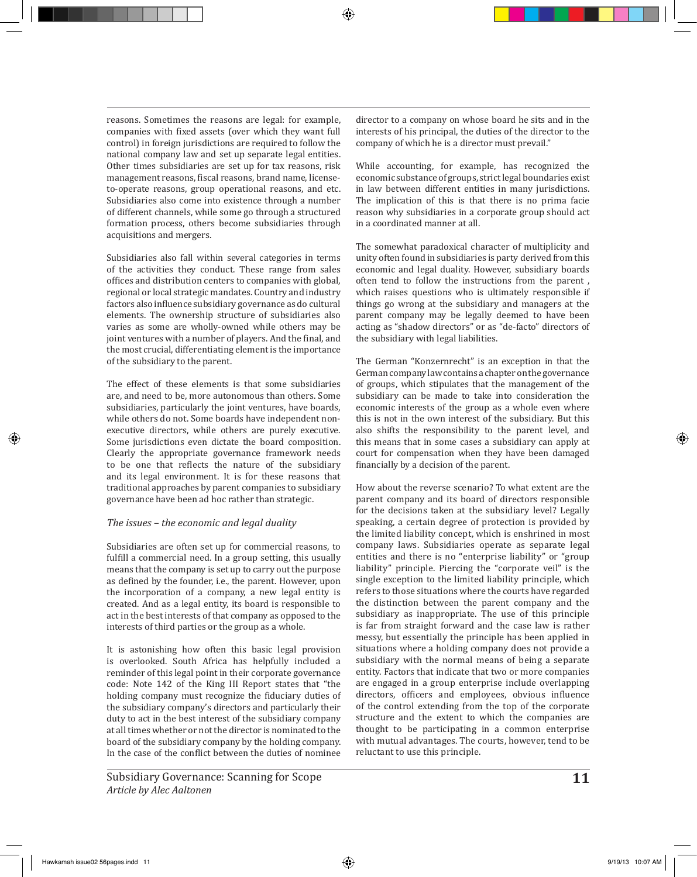reasons. Sometimes the reasons are legal: for example, companies with fixed assets (over which they want full control) in foreign jurisdictions are required to follow the national company law and set up separate legal entities. Other times subsidiaries are set up for tax reasons, risk management reasons, fiscal reasons, brand name, license-to-operate reasons, group operational reasons, and etc. Subsidiaries also come into existence through a number of different channels, while some go through a structured formation process, others become subsidiaries through acquisitions and mergers.

Subsidiaries also fall within several categories in terms of the activities they conduct. These range from sales offices and distribution centers to companies with global, regional or local strategic mandates. Country and industry factors also influence subsidiary governance as do cultural elements. The ownership structure of subsidiaries also varies as some are wholly-owned while others may be joint ventures with a number of players. And the final, and the most crucial, differentiating element is the importance of the subsidiary to the parent.

The effect of these elements is that some subsidiaries are, and need to be, more autonomous than others. Some subsidiaries, particularly the joint ventures, have boards, while others do not. Some boards have independent non-executive directors, while others are purely executive. Some jurisdictions even dictate the board composition. Clearly the appropriate governance framework needs to be one that reflects the nature of the subsidiary and its legal environment. It is for these reasons that traditional approaches by parent companies to subsidiary governance have been ad hoc rather than strategic.

*The issues – the economic and legal duality*

Subsidiaries are often set up for commercial reasons, to fulfill a commercial need. In a group setting, this usually means that the company is set up to carry out the purpose as defined by the founder, i.e., the parent. However, upon the incorporation of a company, a new legal entity is created. And as a legal entity, its board is responsible to act in the best interests of that company as opposed to the interests of third parties or the group as a whole.

It is astonishing how often this basic legal provision is overlooked. South Africa has helpfully included a reminder of this legal point in their corporate governance code: Note 142 of the King III Report states that "the holding company must recognize the fiduciary duties of the subsidiary company's directors and particularly their duty to act in the best interest of the subsidiary company at all times whether or not the director is nominated to the board of the subsidiary company by the holding company. In the case of the conflict between the duties of nominee director to a company on whose board he sits and in the interests of his principal, the duties of the director to the company of which he is a director must prevail."

While accounting, for example, has recognized the economic substance of groups, strict legal boundaries exist in law between different entities in many jurisdictions. The implication of this is that there is no prima facie reason why subsidiaries in a corporate group should act in a coordinated manner at all.

The somewhat paradoxical character of multiplicity and unity often found in subsidiaries is party derived from this economic and legal duality. However, subsidiary boards often tend to follow the instructions from the parent , which raises questions who is ultimately responsible if things go wrong at the subsidiary and managers at the parent company may be legally deemed to have been acting as "shadow directors" or as "de-facto" directors of the subsidiary with legal liabilities.

The German "Konzernrecht" is an exception in that the German company law contains a chapter on the governance of groups, which stipulates that the management of the subsidiary can be made to take into consideration the economic interests of the group as a whole even where this is not in the own interest of the subsidiary. But this also shifts the responsibility to the parent level, and this means that in some cases a subsidiary can apply at court for compensation when they have been damaged financially by a decision of the parent.

How about the reverse scenario? To what extent are the parent company and its board of directors responsible for the decisions taken at the subsidiary level? Legally speaking, a certain degree of protection is provided by the limited liability concept, which is enshrined in most company laws. Subsidiaries operate as separate legal entities and there is no "enterprise liability" or "group liability" principle. Piercing the "corporate veil" is the single exception to the limited liability principle, which refers to those situations where the courts have regarded the distinction between the parent company and the subsidiary as inappropriate. The use of this principle is far from straight forward and the case law is rather messy, but essentially the principle has been applied in situations where a holding company does not provide a subsidiary with the normal means of being a separate entity. Factors that indicate that two or more companies are engaged in a group enterprise include overlapping directors, officers and employees, obvious influence of the control extending from the top of the corporate structure and the extent to which the companies are thought to be participating in a common enterprise with mutual advantages. The courts, however, tend to be reluctant to use this principle.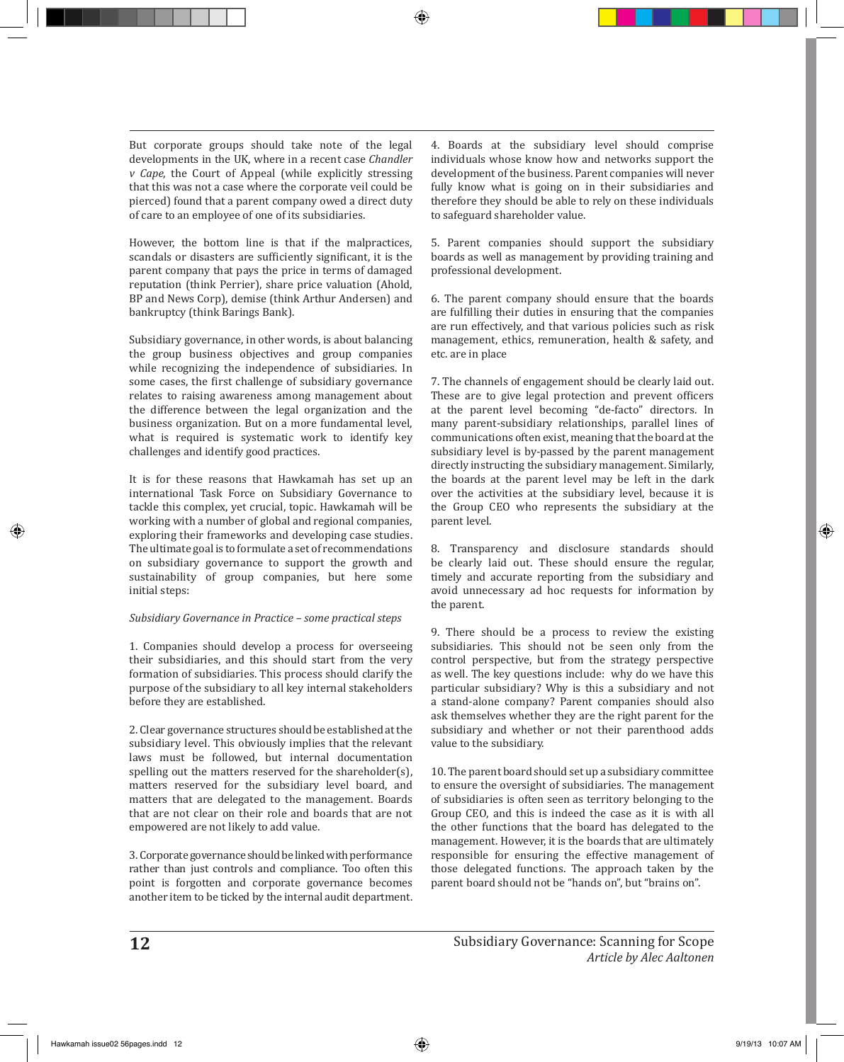But corporate groups should take note of the legal developments in the UK, where in a recent case *Chandler v Cape*, the Court of Appeal (while explicitly stressing that this was not a case where the corporate veil could be pierced) found that a parent company owed a direct duty of care to an employee of one of its subsidiaries.

However, the bottom line is that if the malpractices, scandals or disasters are sufficiently significant, it is the parent company that pays the price in terms of damaged reputation (think Perrier), share price valuation (Ahold, BP and News Corp), demise (think Arthur Andersen) and bankruptcy (think Barings Bank).

Subsidiary governance, in other words, is about balancing the group business objectives and group companies while recognizing the independence of subsidiaries. In some cases, the first challenge of subsidiary governance relates to raising awareness among management about the difference between the legal organization and the business organization. But on a more fundamental level, what is required is systematic work to identify key challenges and identify good practices.

It is for these reasons that Hawkamah has set up an international Task Force on Subsidiary Governance to tackle this complex, yet crucial, topic. Hawkamah will be working with a number of global and regional companies, exploring their frameworks and developing case studies. The ultimate goal is to formulate a set of recommendations on subsidiary governance to support the growth and sustainability of group companies, but here some initial steps:

*Subsidiary Governance in Practice – some practical steps*

1. Companies should develop a process for overseeing their subsidiaries, and this should start from the very formation of subsidiaries. This process should clarify the purpose of the subsidiary to all key internal stakeholders before they are established.

2. Clear governance structures should be established at the subsidiary level. This obviously implies that the relevant laws must be followed, but internal documentation spelling out the matters reserved for the shareholder(s), matters reserved for the subsidiary level board, and matters that are delegated to the management. Boards that are not clear on their role and boards that are not empowered are not likely to add value.

3. Corporate governance should be linked with performance rather than just controls and compliance. Too often this point is forgotten and corporate governance becomes another item to be ticked by the internal audit department.

4. Boards at the subsidiary level should comprise individuals whose know how and networks support the development of the business. Parent companies will never fully know what is going on in their subsidiaries and therefore they should be able to rely on these individuals to safeguard shareholder value.

5. Parent companies should support the subsidiary boards as well as management by providing training and professional development.

6. The parent company should ensure that the boards are fulfilling their duties in ensuring that the companies are run effectively, and that various policies such as risk management, ethics, remuneration, health & safety, and etc. are in place

7. The channels of engagement should be clearly laid out. These are to give legal protection and prevent officers at the parent level becoming "de-facto" directors. In many parent-subsidiary relationships, parallel lines of communications often exist, meaning that the board at the subsidiary level is by-passed by the parent management directly instructing the subsidiary management. Similarly, the boards at the parent level may be left in the dark over the activities at the subsidiary level, because it is the Group CEO who represents the subsidiary at the parent level.

8. Transparency and disclosure standards should be clearly laid out. These should ensure the regular, timely and accurate reporting from the subsidiary and avoid unnecessary ad hoc requests for information by the parent.

9. There should be a process to review the existing subsidiaries. This should not be seen only from the control perspective, but from the strategy perspective as well. The key questions include: why do we have this particular subsidiary? Why is this a subsidiary and not a stand-alone company? Parent companies should also ask themselves whether they are the right parent for the subsidiary and whether or not their parenthood adds value to the subsidiary.

10. The parent board should set up a subsidiary committee to ensure the oversight of subsidiaries. The management of subsidiaries is often seen as territory belonging to the Group CEO, and this is indeed the case as it is with all the other functions that the board has delegated to the management. However, it is the boards that are ultimately responsible for ensuring the effective management of those delegated functions. The approach taken by the parent board should not be "hands on", but "brains on".